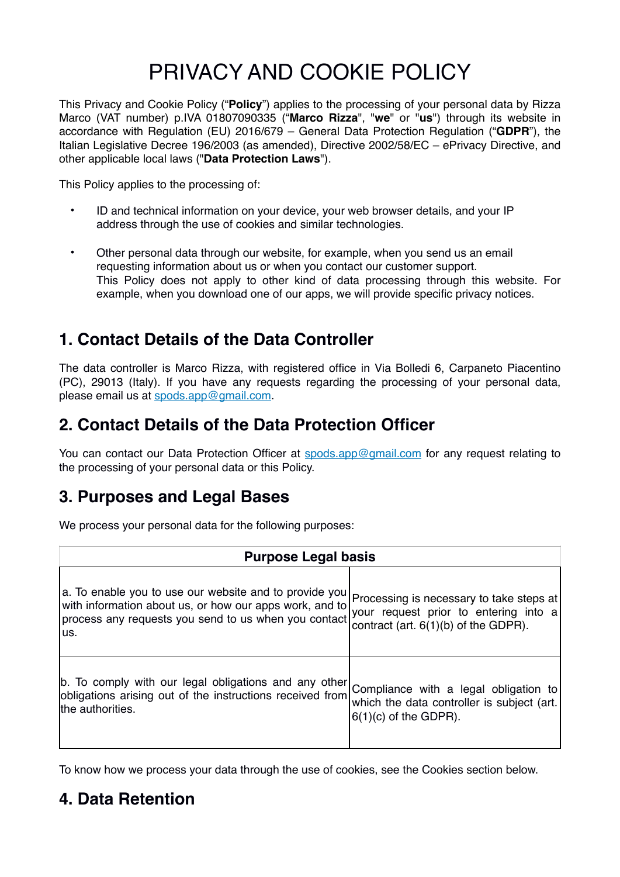# PRIVACY AND COOKIE POLICY

This Privacy and Cookie Policy ("**Policy**") applies to the processing of your personal data by Rizza Marco (VAT number) p.IVA 01807090335 ("**Marco Rizza**", "**we**" or "**us**") through its website in accordance with Regulation (EU) 2016/679 – General Data Protection Regulation ("**GDPR**"), the Italian Legislative Decree 196/2003 (as amended), Directive 2002/58/EC – ePrivacy Directive, and other applicable local laws ("**Data Protection Laws**").

This Policy applies to the processing of:

- ID and technical information on your device, your web browser details, and your IP address through the use of cookies and similar technologies.
- Other personal data through our website, for example, when you send us an email requesting information about us or when you contact our customer support.
  This Policy does not apply to other kind of data processing through this website. For example, when you download one of our apps, we will provide specific privacy notices.

## 1. Contact Details of the Data Controller

The data controller is Marco Rizza, with registered office in Via Bolledi 6, Carpaneto Piacentino (PC), 29013 (Italy). If you have any requests regarding the processing of your personal data, please email us at spods.app@gmail.com.

## 2. Contact Details of the Data Protection Officer

You can contact our Data Protection Officer at spods.app@gmail.com for any request relating to the processing of your personal data or this Policy.

## 3. Purposes and Legal Bases

We process your personal data for the following purposes:

| Purpose | Legal basis |
|---|---|
| a. To enable you to use our website and to provide you with information about us, or how our apps work, and to process any requests you send to us when you contact us. | Processing is necessary to take steps at your request prior to entering into a contract (art. 6(1)(b) of the GDPR). |
| b. To comply with our legal obligations and any other obligations arising out of the instructions received from the authorities. | Compliance with a legal obligation to which the data controller is subject (art. 6(1)(c) of the GDPR). |

To know how we process your data through the use of cookies, see the Cookies section below.

## 4. Data Retention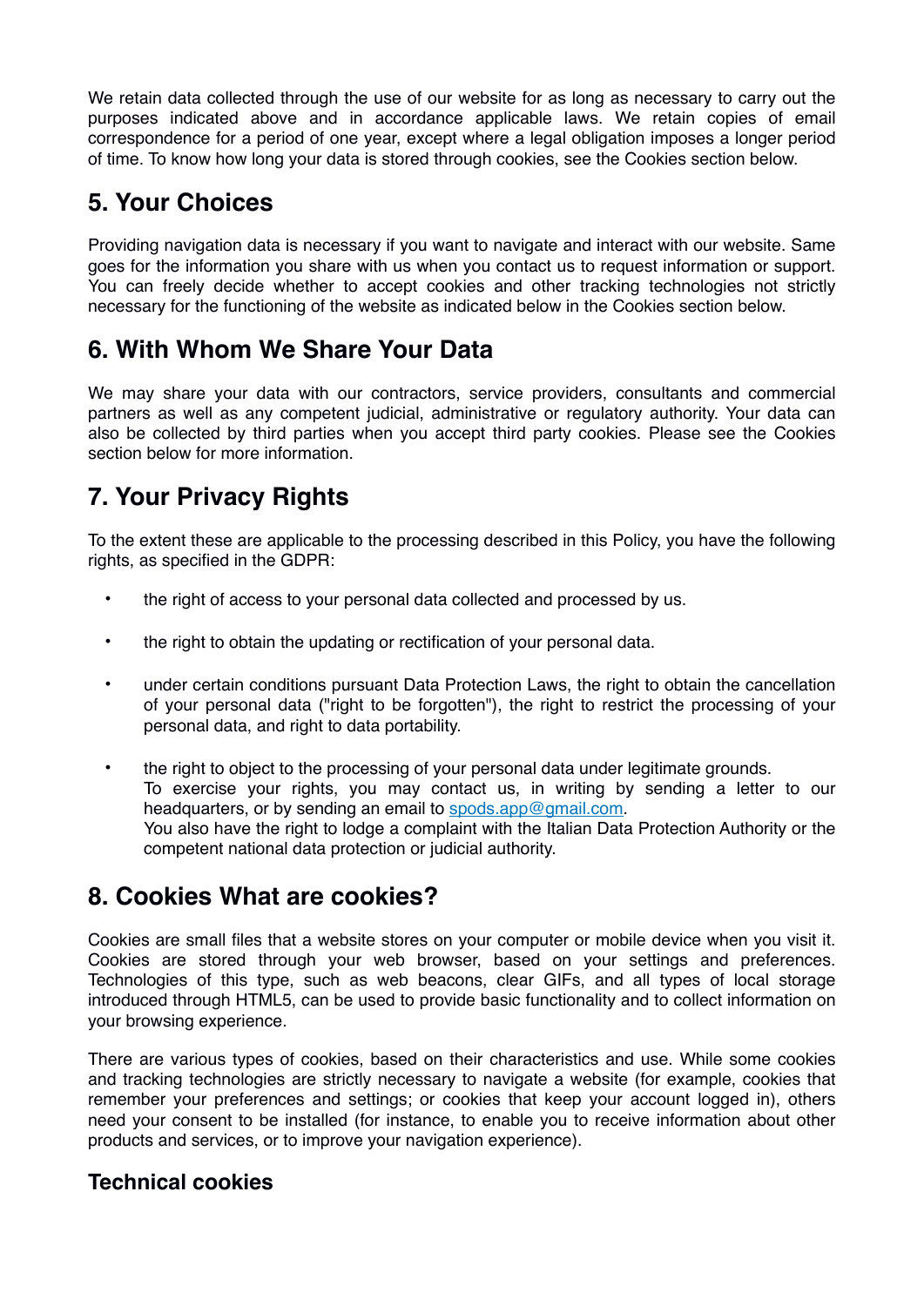We retain data collected through the use of our website for as long as necessary to carry out the purposes indicated above and in accordance applicable laws. We retain copies of email correspondence for a period of one year, except where a legal obligation imposes a longer period of time. To know how long your data is stored through cookies, see the Cookies section below.

## 5. Your Choices

Providing navigation data is necessary if you want to navigate and interact with our website. Same goes for the information you share with us when you contact us to request information or support. You can freely decide whether to accept cookies and other tracking technologies not strictly necessary for the functioning of the website as indicated below in the Cookies section below.

## 6. With Whom We Share Your Data

We may share your data with our contractors, service providers, consultants and commercial partners as well as any competent judicial, administrative or regulatory authority. Your data can also be collected by third parties when you accept third party cookies. Please see the Cookies section below for more information.

## 7. Your Privacy Rights

To the extent these are applicable to the processing described in this Policy, you have the following rights, as specified in the GDPR:

- the right of access to your personal data collected and processed by us.
- the right to obtain the updating or rectification of your personal data.
- under certain conditions pursuant Data Protection Laws, the right to obtain the cancellation of your personal data ("right to be forgotten"), the right to restrict the processing of your personal data, and right to data portability.
- the right to object to the processing of your personal data under legitimate grounds.
  To exercise your rights, you may contact us, in writing by sending a letter to our headquarters, or by sending an email to [spods.app@gmail.com](mailto:spods.app@gmail.com).
  You also have the right to lodge a complaint with the Italian Data Protection Authority or the competent national data protection or judicial authority.

## 8. Cookies What are cookies?

Cookies are small files that a website stores on your computer or mobile device when you visit it. Cookies are stored through your web browser, based on your settings and preferences. Technologies of this type, such as web beacons, clear GIFs, and all types of local storage introduced through HTML5, can be used to provide basic functionality and to collect information on your browsing experience.

There are various types of cookies, based on their characteristics and use. While some cookies and tracking technologies are strictly necessary to navigate a website (for example, cookies that remember your preferences and settings; or cookies that keep your account logged in), others need your consent to be installed (for instance, to enable you to receive information about other products and services, or to improve your navigation experience).

### Technical cookies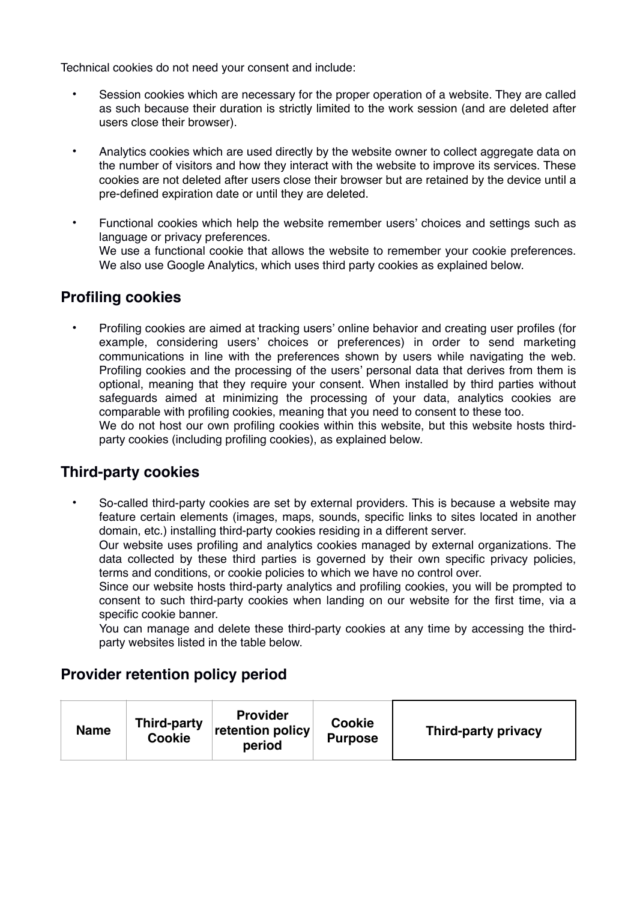Technical cookies do not need your consent and include:

- Session cookies which are necessary for the proper operation of a website. They are called as such because their duration is strictly limited to the work session (and are deleted after users close their browser).

- Analytics cookies which are used directly by the website owner to collect aggregate data on the number of visitors and how they interact with the website to improve its services. These cookies are not deleted after users close their browser but are retained by the device until a pre-defined expiration date or until they are deleted.

- Functional cookies which help the website remember users' choices and settings such as language or privacy preferences.
  We use a functional cookie that allows the website to remember your cookie preferences. We also use Google Analytics, which uses third party cookies as explained below.

## Profiling cookies

- Profiling cookies are aimed at tracking users' online behavior and creating user profiles (for example, considering users' choices or preferences) in order to send marketing communications in line with the preferences shown by users while navigating the web. Profiling cookies and the processing of the users' personal data that derives from them is optional, meaning that they require your consent. When installed by third parties without safeguards aimed at minimizing the processing of your data, analytics cookies are comparable with profiling cookies, meaning that you need to consent to these too.
  We do not host our own profiling cookies within this website, but this website hosts third-party cookies (including profiling cookies), as explained below.

## Third-party cookies

- So-called third-party cookies are set by external providers. This is because a website may feature certain elements (images, maps, sounds, specific links to sites located in another domain, etc.) installing third-party cookies residing in a different server.
  Our website uses profiling and analytics cookies managed by external organizations. The data collected by these third parties is governed by their own specific privacy policies, terms and conditions, or cookie policies to which we have no control over.
  Since our website hosts third-party analytics and profiling cookies, you will be prompted to consent to such third-party cookies when landing on our website for the first time, via a specific cookie banner.
  You can manage and delete these third-party cookies at any time by accessing the third-party websites listed in the table below.

## Provider retention policy period

| Name | Third-party Cookie | Provider retention policy period | Cookie Purpose | Third-party privacy |
|---|---|---|---|---|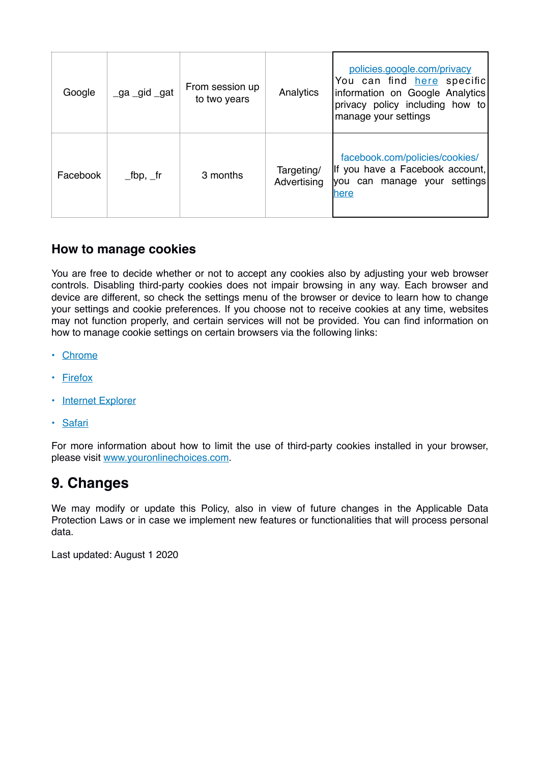| | | | | |
|---|---|---|---|---|
| Google | _ga _gid _gat | From session up to two years | Analytics | policies.google.com/privacy You can find here specific information on Google Analytics privacy policy including how to manage your settings |
| Facebook | _fbp, _fr | 3 months | Targeting/ Advertising | facebook.com/policies/cookies/ If you have a Facebook account, you can manage your settings here |

### How to manage cookies

You are free to decide whether or not to accept any cookies also by adjusting your web browser controls. Disabling third-party cookies does not impair browsing in any way. Each browser and device are different, so check the settings menu of the browser or device to learn how to change your settings and cookie preferences. If you choose not to receive cookies at any time, websites may not function properly, and certain services will not be provided. You can find information on how to manage cookie settings on certain browsers via the following links:

- Chrome
- Firefox
- Internet Explorer
- Safari

For more information about how to limit the use of third-party cookies installed in your browser, please visit www.youronlinechoices.com.

## 9. Changes

We may modify or update this Policy, also in view of future changes in the Applicable Data Protection Laws or in case we implement new features or functionalities that will process personal data.

Last updated: August 1 2020